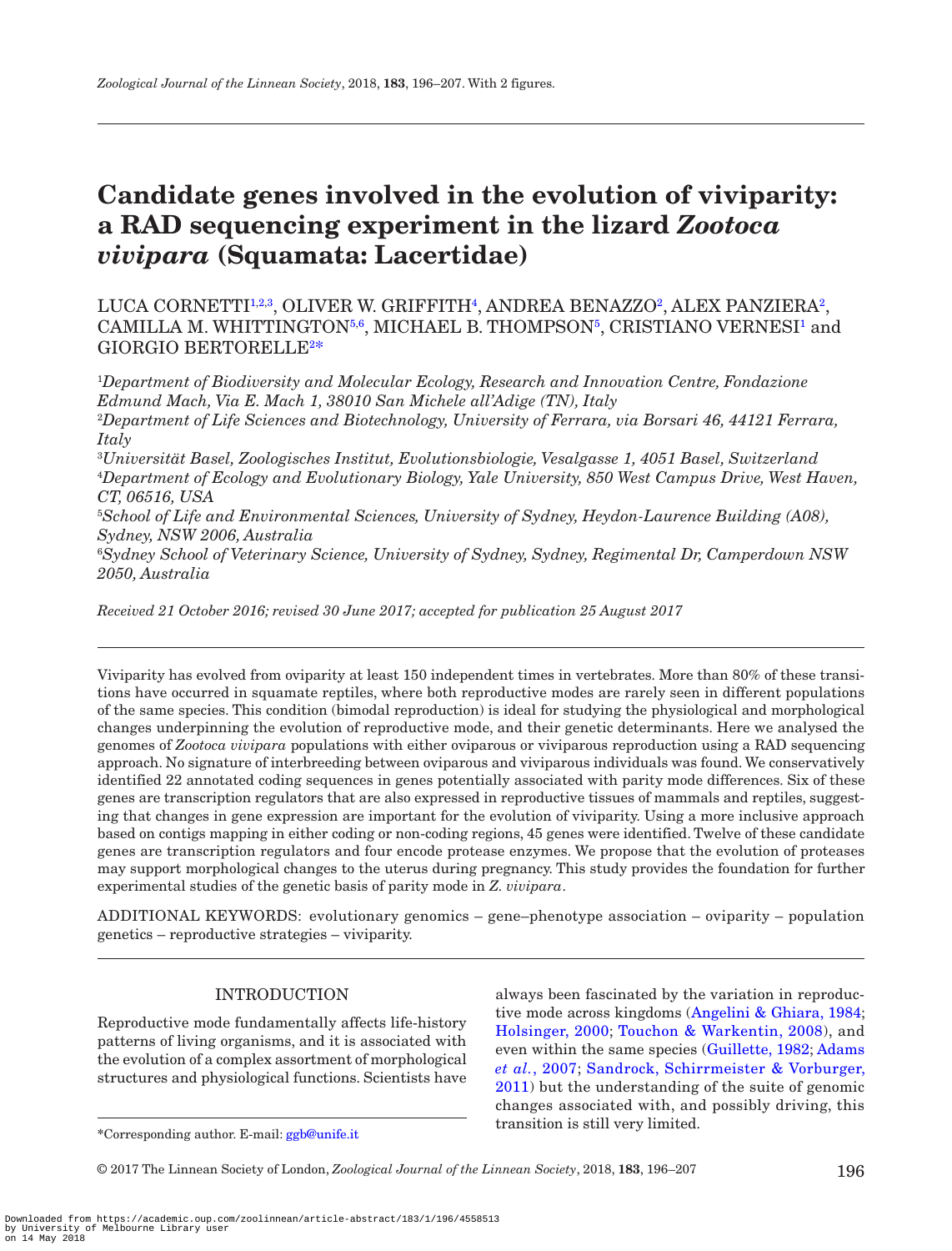# Candidate genes involved in the evolution of viviparity: a RAD sequencing experiment in the lizard *Zootoca vivipara* (Squamata: Lacertidae)

LUCA CORNETTI[1,2,3], OLIVER W. GRIFFITH[4], ANDREA BENAZZO[2], ALEX PANZIERA[2], CAMILLA M. WHITTINGTON[5,6], MICHAEL B. THOMPSON[5], CRISTIANO VERNESI[1] and GIORGIO BERTORELLE[2*]

[1]*Department of Biodiversity and Molecular Ecology, Research and Innovation Centre, Fondazione Edmund Mach, Via E. Mach 1, 38010 San Michele all'Adige (TN), Italy*

[2]*Department of Life Sciences and Biotechnology, University of Ferrara, via Borsari 46, 44121 Ferrara, Italy*

[3]*Universität Basel, Zoologisches Institut, Evolutionsbiologie, Vesalgasse 1, 4051 Basel, Switzerland*

[4]*Department of Ecology and Evolutionary Biology, Yale University, 850 West Campus Drive, West Haven, CT, 06516, USA*

[5]*School of Life and Environmental Sciences, University of Sydney, Heydon-Laurence Building (A08), Sydney, NSW 2006, Australia*

[6]*Sydney School of Veterinary Science, University of Sydney, Sydney, Regimental Dr, Camperdown NSW 2050, Australia*

*Received 21 October 2016; revised 30 June 2017; accepted for publication 25 August 2017*

Viviparity has evolved from oviparity at least 150 independent times in vertebrates. More than 80% of these transitions have occurred in squamate reptiles, where both reproductive modes are rarely seen in different populations of the same species. This condition (bimodal reproduction) is ideal for studying the physiological and morphological changes underpinning the evolution of reproductive mode, and their genetic determinants. Here we analysed the genomes of *Zootoca vivipara* populations with either oviparous or viviparous reproduction using a RAD sequencing approach. No signature of interbreeding between oviparous and viviparous individuals was found. We conservatively identified 22 annotated coding sequences in genes potentially associated with parity mode differences. Six of these genes are transcription regulators that are also expressed in reproductive tissues of mammals and reptiles, suggesting that changes in gene expression are important for the evolution of viviparity. Using a more inclusive approach based on contigs mapping in either coding or non-coding regions, 45 genes were identified. Twelve of these candidate genes are transcription regulators and four encode protease enzymes. We propose that the evolution of proteases may support morphological changes to the uterus during pregnancy. This study provides the foundation for further experimental studies of the genetic basis of parity mode in *Z. vivipara*.

ADDITIONAL KEYWORDS: evolutionary genomics – gene–phenotype association – oviparity – population genetics – reproductive strategies – viviparity.

## INTRODUCTION

Reproductive mode fundamentally affects life-history patterns of living organisms, and it is associated with the evolution of a complex assortment of morphological structures and physiological functions. Scientists have always been fascinated by the variation in reproductive mode across kingdoms (Angelini & Ghiara, 1984; Holsinger, 2000; Touchon & Warkentin, 2008), and even within the same species (Guillette, 1982; Adams *et al.*, 2007; Sandrock, Schirrmeister & Vorburger, 2011) but the understanding of the suite of genomic changes associated with, and possibly driving, this transition is still very limited.

*Corresponding author. E-mail: ggb@unife.it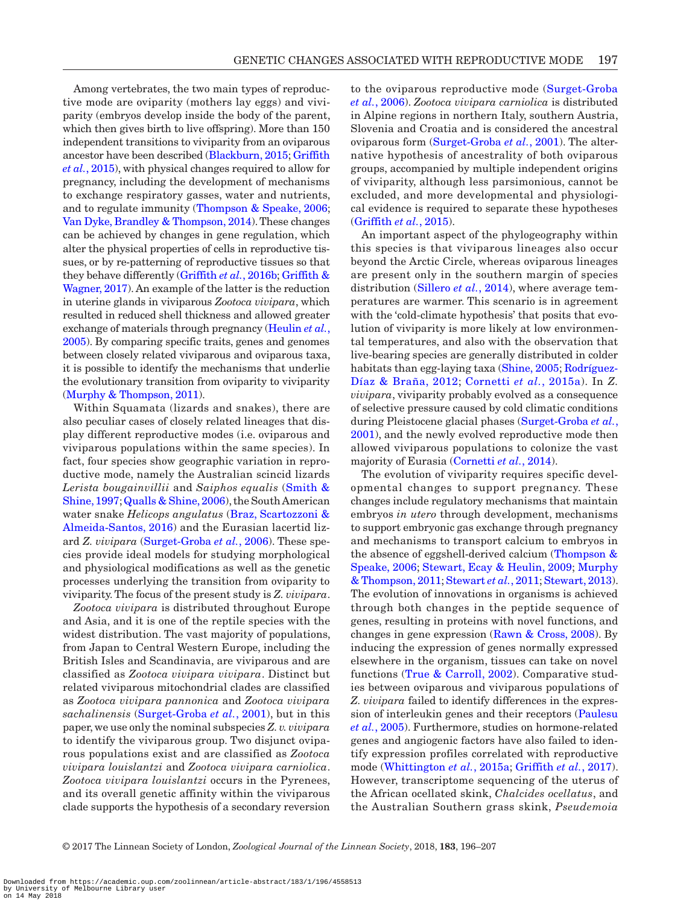Among vertebrates, the two main types of reproductive mode are oviparity (mothers lay eggs) and viviparity (embryos develop inside the body of the parent, which then gives birth to live offspring). More than 150 independent transitions to viviparity from an oviparous ancestor have been described (Blackburn, 2015; Griffith *et al.*, 2015), with physical changes required to allow for pregnancy, including the development of mechanisms to exchange respiratory gasses, water and nutrients, and to regulate immunity (Thompson & Speake, 2006; Van Dyke, Brandley & Thompson, 2014). These changes can be achieved by changes in gene regulation, which alter the physical properties of cells in reproductive tissues, or by re-patterning of reproductive tissues so that they behave differently (Griffith *et al.*, 2016b; Griffith & Wagner, 2017). An example of the latter is the reduction in uterine glands in viviparous *Zootoca vivipara*, which resulted in reduced shell thickness and allowed greater exchange of materials through pregnancy (Heulin *et al.*, 2005). By comparing specific traits, genes and genomes between closely related viviparous and oviparous taxa, it is possible to identify the mechanisms that underlie the evolutionary transition from oviparity to viviparity (Murphy & Thompson, 2011).

Within Squamata (lizards and snakes), there are also peculiar cases of closely related lineages that display different reproductive modes (i.e. oviparous and viviparous populations within the same species). In fact, four species show geographic variation in reproductive mode, namely the Australian scincid lizards *Lerista bougainvillii* and *Saiphos equalis* (Smith & Shine, 1997; Qualls & Shine, 2006), the South American water snake *Helicops angulatus* (Braz, Scartozzoni & Almeida-Santos, 2016) and the Eurasian lacertid lizard *Z. vivipara* (Surget-Groba *et al.*, 2006). These species provide ideal models for studying morphological and physiological modifications as well as the genetic processes underlying the transition from oviparity to viviparity. The focus of the present study is *Z. vivipara*.

*Zootoca vivipara* is distributed throughout Europe and Asia, and it is one of the reptile species with the widest distribution. The vast majority of populations, from Japan to Central Western Europe, including the British Isles and Scandinavia, are viviparous and are classified as *Zootoca vivipara vivipara*. Distinct but related viviparous mitochondrial clades are classified as *Zootoca vivipara pannonica* and *Zootoca vivipara sachalinensis* (Surget-Groba *et al.*, 2001), but in this paper, we use only the nominal subspecies *Z. v. vivipara* to identify the viviparous group. Two disjunct oviparous populations exist and are classified as *Zootoca vivipara louislantzi* and *Zootoca vivipara carniolica*. *Zootoca vivipara louislantzi* occurs in the Pyrenees, and its overall genetic affinity within the viviparous clade supports the hypothesis of a secondary reversion to the oviparous reproductive mode (Surget-Groba *et al.*, 2006). *Zootoca vivipara carniolica* is distributed in Alpine regions in northern Italy, southern Austria, Slovenia and Croatia and is considered the ancestral oviparous form (Surget-Groba *et al.*, 2001). The alternative hypothesis of ancestrality of both oviparous groups, accompanied by multiple independent origins of viviparity, although less parsimonious, cannot be excluded, and more developmental and physiological evidence is required to separate these hypotheses (Griffith *et al.*, 2015).

An important aspect of the phylogeography within this species is that viviparous lineages also occur beyond the Arctic Circle, whereas oviparous lineages are present only in the southern margin of species distribution (Sillero *et al.*, 2014), where average temperatures are warmer. This scenario is in agreement with the 'cold-climate hypothesis' that posits that evolution of viviparity is more likely at low environmental temperatures, and also with the observation that live-bearing species are generally distributed in colder habitats than egg-laying taxa (Shine, 2005; Rodríguez-Díaz & Braña, 2012; Cornetti *et al.*, 2015a). In *Z. vivipara*, viviparity probably evolved as a consequence of selective pressure caused by cold climatic conditions during Pleistocene glacial phases (Surget-Groba *et al.*, 2001), and the newly evolved reproductive mode then allowed viviparous populations to colonize the vast majority of Eurasia (Cornetti *et al.*, 2014).

The evolution of viviparity requires specific developmental changes to support pregnancy. These changes include regulatory mechanisms that maintain embryos *in utero* through development, mechanisms to support embryonic gas exchange through pregnancy and mechanisms to transport calcium to embryos in the absence of eggshell-derived calcium (Thompson & Speake, 2006; Stewart, Ecay & Heulin, 2009; Murphy & Thompson, 2011; Stewart *et al.*, 2011; Stewart, 2013). The evolution of innovations in organisms is achieved through both changes in the peptide sequence of genes, resulting in proteins with novel functions, and changes in gene expression (Rawn & Cross, 2008). By inducing the expression of genes normally expressed elsewhere in the organism, tissues can take on novel functions (True & Carroll, 2002). Comparative studies between oviparous and viviparous populations of *Z. vivipara* failed to identify differences in the expression of interleukin genes and their receptors (Paulesu *et al.*, 2005). Furthermore, studies on hormone-related genes and angiogenic factors have also failed to identify expression profiles correlated with reproductive mode (Whittington *et al.*, 2015a; Griffith *et al.*, 2017). However, transcriptome sequencing of the uterus of the African ocellated skink, *Chalcides ocellatus*, and the Australian Southern grass skink, *Pseudemoia*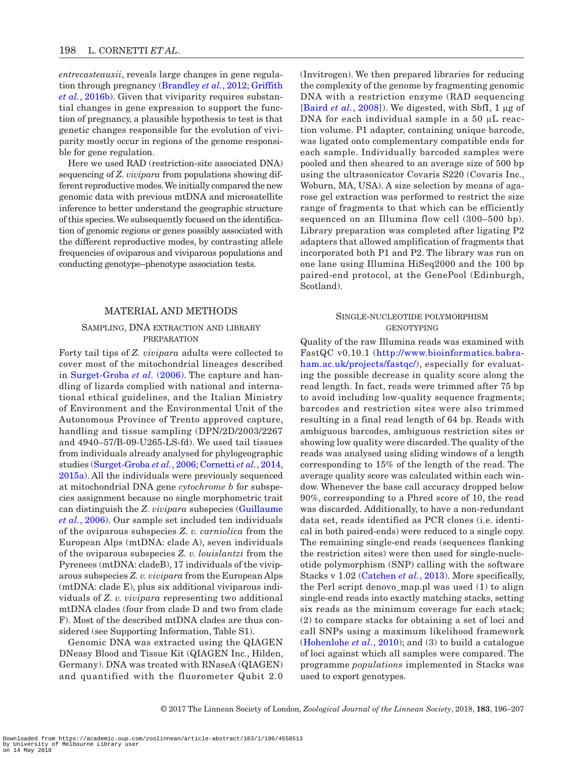*entrecasteauxii*, reveals large changes in gene regulation through pregnancy (Brandley *et al.*, 2012; Griffith *et al.*, 2016b). Given that viviparity requires substantial changes in gene expression to support the function of pregnancy, a plausible hypothesis to test is that genetic changes responsible for the evolution of viviparity mostly occur in regions of the genome responsible for gene regulation.

Here we used RAD (restriction-site associated DNA) sequencing of *Z. vivipara* from populations showing different reproductive modes. We initially compared the new genomic data with previous mtDNA and microsatellite inference to better understand the geographic structure of this species. We subsequently focused on the identification of genomic regions or genes possibly associated with the different reproductive modes, by contrasting allele frequencies of oviparous and viviparous populations and conducting genotype–phenotype association tests.

## MATERIAL AND METHODS

### Sampling, DNA extraction and library preparation

Forty tail tips of *Z. vivipara* adults were collected to cover most of the mitochondrial lineages described in Surget-Groba *et al.* (2006). The capture and handling of lizards complied with national and international ethical guidelines, and the Italian Ministry of Environment and the Environmental Unit of the Autonomous Province of Trento approved capture, handling and tissue sampling (DPN/2D/2003/2267 and 4940–57/B-09-U265-LS-fd). We used tail tissues from individuals already analysed for phylogeographic studies (Surget-Groba *et al.*, 2006; Cornetti *et al.*, 2014, 2015a). All the individuals were previously sequenced at mitochondrial DNA gene *cytochrome b* for subspecies assignment because no single morphometric trait can distinguish the *Z. vivipara* subspecies (Guillaume *et al.*, 2006). Our sample set included ten individuals of the oviparous subspecies *Z. v. carniolica* from the European Alps (mtDNA: clade A), seven individuals of the oviparous subspecies *Z. v. louislantzi* from the Pyrenees (mtDNA: cladeB), 17 individuals of the viviparous subspecies *Z. v. vivipara* from the European Alps (mtDNA: clade E), plus six additional viviparous individuals of *Z. v. vivipara* representing two additional mtDNA clades (four from clade D and two from clade F). Most of the described mtDNA clades are thus considered (see Supporting Information, Table S1).

Genomic DNA was extracted using the QIAGEN DNeasy Blood and Tissue Kit (QIAGEN Inc., Hilden, Germany). DNA was treated with RNaseA (QIAGEN) and quantified with the fluorometer Qubit 2.0 (Invitrogen). We then prepared libraries for reducing the complexity of the genome by fragmenting genomic DNA with a restriction enzyme (RAD sequencing [Baird *et al.*, 2008]). We digested, with SbfI, 1 μg of DNA for each individual sample in a 50 μL reaction volume. P1 adapter, containing unique barcode, was ligated onto complementary compatible ends for each sample. Individually barcoded samples were pooled and then sheared to an average size of 500 bp using the ultrasonicator Covaris S220 (Covaris Inc., Woburn, MA, USA). A size selection by means of agarose gel extraction was performed to restrict the size range of fragments to that which can be efficiently sequenced on an Illumina flow cell (300–500 bp). Library preparation was completed after ligating P2 adapters that allowed amplification of fragments that incorporated both P1 and P2. The library was run on one lane using Illumina HiSeq2000 and the 100 bp paired-end protocol, at the GenePool (Edinburgh, Scotland).

### Single-nucleotide polymorphism genotyping

Quality of the raw Illumina reads was examined with FastQC v0.10.1 (http://www.bioinformatics.babraham.ac.uk/projects/fastqc/), especially for evaluating the possible decrease in quality score along the read length. In fact, reads were trimmed after 75 bp to avoid including low-quality sequence fragments; barcodes and restriction sites were also trimmed resulting in a final read length of 64 bp. Reads with ambiguous barcodes, ambiguous restriction sites or showing low quality were discarded. The quality of the reads was analysed using sliding windows of a length corresponding to 15% of the length of the read. The average quality score was calculated within each window. Whenever the base call accuracy dropped below 90%, corresponding to a Phred score of 10, the read was discarded. Additionally, to have a non-redundant data set, reads identified as PCR clones (i.e. identical in both paired-ends) were reduced to a single copy. The remaining single-end reads (sequences flanking the restriction sites) were then used for single-nucleotide polymorphism (SNP) calling with the software Stacks v 1.02 (Catchen *et al.*, 2013). More specifically, the Perl script denovo_map.pl was used (1) to align single-end reads into exactly matching stacks, setting six reads as the minimum coverage for each stack; (2) to compare stacks for obtaining a set of loci and call SNPs using a maximum likelihood framework (Hohenlohe *et al.*, 2010); and (3) to build a catalogue of loci against which all samples were compared. The programme *populations* implemented in Stacks was used to export genotypes.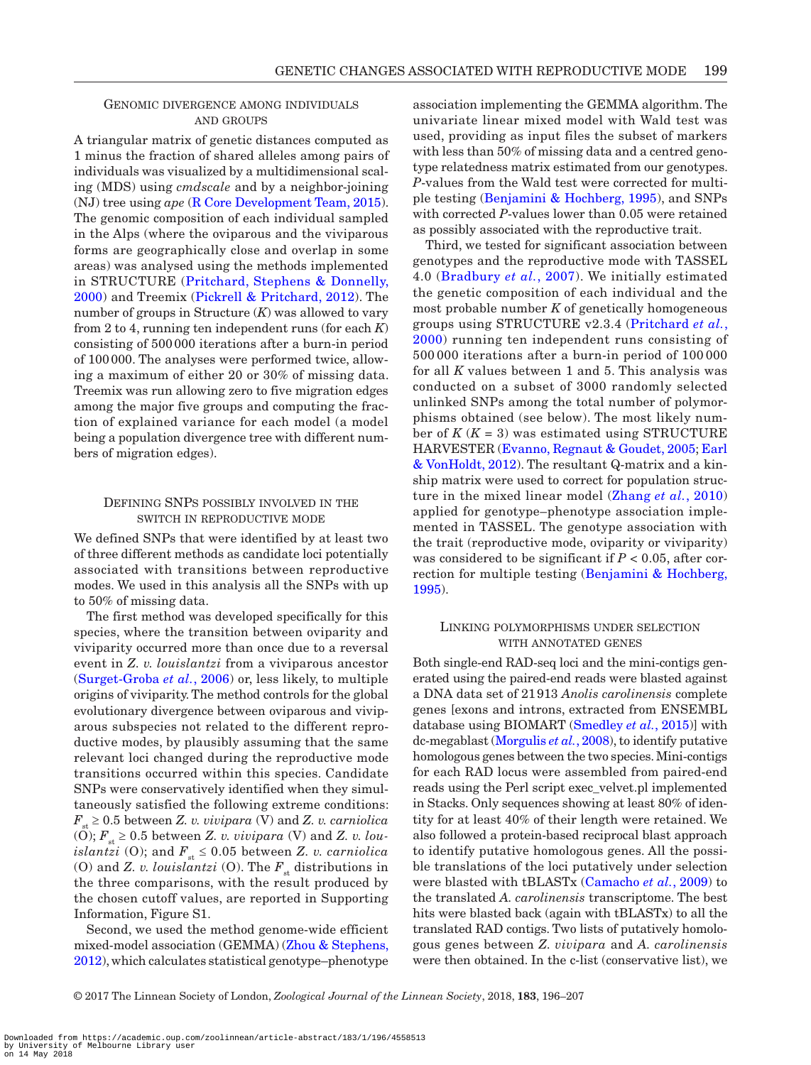### Genomic divergence among individuals and groups

A triangular matrix of genetic distances computed as 1 minus the fraction of shared alleles among pairs of individuals was visualized by a multidimensional scaling (MDS) using *cmdscale* and by a neighbor-joining (NJ) tree using *ape* (R Core Development Team, 2015). The genomic composition of each individual sampled in the Alps (where the oviparous and the viviparous forms are geographically close and overlap in some areas) was analysed using the methods implemented in STRUCTURE (Pritchard, Stephens & Donnelly, 2000) and Treemix (Pickrell & Pritchard, 2012). The number of groups in Structure ($K$) was allowed to vary from 2 to 4, running ten independent runs (for each $K$) consisting of 500 000 iterations after a burn-in period of 100 000. The analyses were performed twice, allowing a maximum of either 20 or 30% of missing data. Treemix was run allowing zero to five migration edges among the major five groups and computing the fraction of explained variance for each model (a model being a population divergence tree with different numbers of migration edges).

### Defining SNPs possibly involved in the switch in reproductive mode

We defined SNPs that were identified by at least two of three different methods as candidate loci potentially associated with transitions between reproductive modes. We used in this analysis all the SNPs with up to 50% of missing data.

The first method was developed specifically for this species, where the transition between oviparity and viviparity occurred more than once due to a reversal event in *Z. v. louislantzi* from a viviparous ancestor (Surget-Groba *et al.*, 2006) or, less likely, to multiple origins of viviparity. The method controls for the global evolutionary divergence between oviparous and viviparous subspecies not related to the different reproductive modes, by plausibly assuming that the same relevant loci changed during the reproductive mode transitions occurred within this species. Candidate SNPs were conservatively identified when they simultaneously satisfied the following extreme conditions: $F_{st} \geq 0.5$ between *Z. v. vivipara* (V) and *Z. v. carniolica* (O); $F_{st} \geq 0.5$ between *Z. v. vivipara* (V) and *Z. v. louislantzi* (O); and $F_{st} \leq 0.05$ between *Z. v. carniolica* (O) and *Z. v. louislantzi* (O). The $F_{st}$ distributions in the three comparisons, with the result produced by the chosen cutoff values, are reported in Supporting Information, Figure S1.

Second, we used the method genome-wide efficient mixed-model association (GEMMA) (Zhou & Stephens, 2012), which calculates statistical genotype–phenotype association implementing the GEMMA algorithm. The univariate linear mixed model with Wald test was used, providing as input files the subset of markers with less than 50% of missing data and a centred genotype relatedness matrix estimated from our genotypes. $P$-values from the Wald test were corrected for multiple testing (Benjamini & Hochberg, 1995), and SNPs with corrected $P$-values lower than 0.05 were retained as possibly associated with the reproductive trait.

Third, we tested for significant association between genotypes and the reproductive mode with TASSEL 4.0 (Bradbury *et al.*, 2007). We initially estimated the genetic composition of each individual and the most probable number $K$ of genetically homogeneous groups using STRUCTURE v2.3.4 (Pritchard *et al.*, 2000) running ten independent runs consisting of 500 000 iterations after a burn-in period of 100 000 for all $K$ values between 1 and 5. This analysis was conducted on a subset of 3000 randomly selected unlinked SNPs among the total number of polymorphisms obtained (see below). The most likely number of $K$ ($K = 3$) was estimated using STRUCTURE HARVESTER (Evanno, Regnaut & Goudet, 2005; Earl & VonHoldt, 2012). The resultant Q-matrix and a kinship matrix were used to correct for population structure in the mixed linear model (Zhang *et al.*, 2010) applied for genotype–phenotype association implemented in TASSEL. The genotype association with the trait (reproductive mode, oviparity or viviparity) was considered to be significant if $P < 0.05$, after correction for multiple testing (Benjamini & Hochberg, 1995).

### Linking polymorphisms under selection with annotated genes

Both single-end RAD-seq loci and the mini-contigs generated using the paired-end reads were blasted against a DNA data set of 21 913 *Anolis carolinensis* complete genes [exons and introns, extracted from ENSEMBL database using BIOMART (Smedley *et al.*, 2015)] with dc-megablast (Morgulis *et al.*, 2008), to identify putative homologous genes between the two species. Mini-contigs for each RAD locus were assembled from paired-end reads using the Perl script exec_velvet.pl implemented in Stacks. Only sequences showing at least 80% of identity for at least 40% of their length were retained. We also followed a protein-based reciprocal blast approach to identify putative homologous genes. All the possible translations of the loci putatively under selection were blasted with tBLASTx (Camacho *et al.*, 2009) to the translated *A. carolinensis* transcriptome. The best hits were blasted back (again with tBLASTx) to all the translated RAD contigs. Two lists of putatively homologous genes between *Z. vivipara* and *A. carolinensis* were then obtained. In the c-list (conservative list), we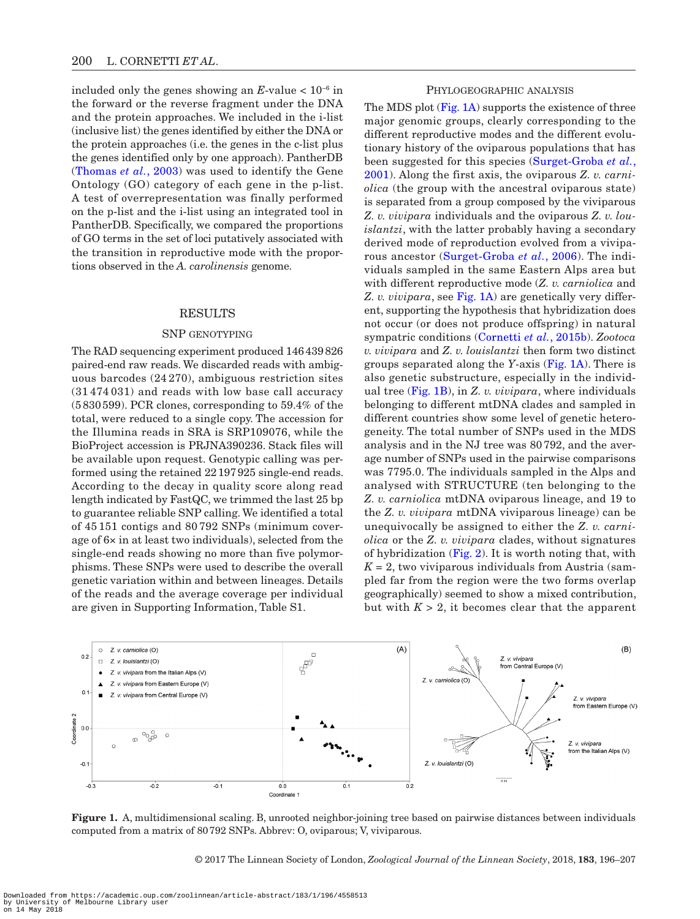included only the genes showing an *E*-value < $10^{-6}$ in the forward or the reverse fragment under the DNA and the protein approaches. We included in the i-list (inclusive list) the genes identified by either the DNA or the protein approaches (i.e. the genes in the c-list plus the genes identified only by one approach). PantherDB (Thomas *et al.*, 2003) was used to identify the Gene Ontology (GO) category of each gene in the p-list. A test of overrepresentation was finally performed on the p-list and the i-list using an integrated tool in PantherDB. Specifically, we compared the proportions of GO terms in the set of loci putatively associated with the transition in reproductive mode with the proportions observed in the *A. carolinensis* genome.

## RESULTS

### SNP GENOTYPING

The RAD sequencing experiment produced 146 439 826 paired-end raw reads. We discarded reads with ambiguous barcodes (24 270), ambiguous restriction sites (31 474 031) and reads with low base call accuracy (5 830 599). PCR clones, corresponding to 59.4% of the total, were reduced to a single copy. The accession for the Illumina reads in SRA is SRP109076, while the BioProject accession is PRJNA390236. Stack files will be available upon request. Genotypic calling was performed using the retained 22 197 925 single-end reads. According to the decay in quality score along read length indicated by FastQC, we trimmed the last 25 bp to guarantee reliable SNP calling. We identified a total of 45 151 contigs and 80 792 SNPs (minimum coverage of 6× in at least two individuals), selected from the single-end reads showing no more than five polymorphisms. These SNPs were used to describe the overall genetic variation within and between lineages. Details of the reads and the average coverage per individual are given in Supporting Information, Table S1.

### PHYLOGEOGRAPHIC ANALYSIS

The MDS plot (Fig. 1A) supports the existence of three major genomic groups, clearly corresponding to the different reproductive modes and the different evolutionary history of the oviparous populations that has been suggested for this species (Surget-Groba *et al.*, 2001). Along the first axis, the oviparous *Z. v. carniolica* (the group with the ancestral oviparous state) is separated from a group composed by the viviparous *Z. v. vivipara* individuals and the oviparous *Z. v. louislantzi*, with the latter probably having a secondary derived mode of reproduction evolved from a viviparous ancestor (Surget-Groba *et al.*, 2006). The individuals sampled in the same Eastern Alps area but with different reproductive mode (*Z. v. carniolica* and *Z. v. vivipara*, see Fig. 1A) are genetically very different, supporting the hypothesis that hybridization does not occur (or does not produce offspring) in natural sympatric conditions (Cornetti *et al.*, 2015b). *Zootoca v. vivipara* and *Z. v. louislantzi* then form two distinct groups separated along the *Y*-axis (Fig. 1A). There is also genetic substructure, especially in the individual tree (Fig. 1B), in *Z. v. vivipara*, where individuals belonging to different mtDNA clades and sampled in different countries show some level of genetic heterogeneity. The total number of SNPs used in the MDS analysis and in the NJ tree was 80 792, and the average number of SNPs used in the pairwise comparisons was 7795.0. The individuals sampled in the Alps and analysed with STRUCTURE (ten belonging to the *Z. v. carniolica* mtDNA oviparous lineage, and 19 to the *Z. v. vivipara* mtDNA viviparous lineage) can be unequivocally be assigned to either the *Z. v. carniolica* or the *Z. v. vivipara* clades, without signatures of hybridization (Fig. 2). It is worth noting that, with $K = 2$, two viviparous individuals from Austria (sampled far from the region were the two forms overlap geographically) seemed to show a mixed contribution, but with $K > 2$, it becomes clear that the apparent

**Figure 1.** A, multidimensional scaling. B, unrooted neighbor-joining tree based on pairwise distances between individuals computed from a matrix of 80 792 SNPs. Abbrev: O, oviparous; V, viviparous.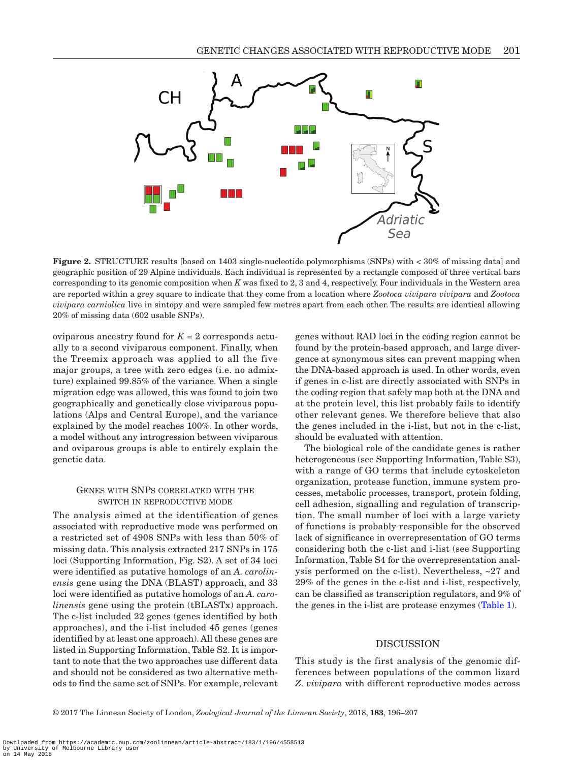**Figure 2.** STRUCTURE results [based on 1403 single-nucleotide polymorphisms (SNPs) with < 30% of missing data] and geographic position of 29 Alpine individuals. Each individual is represented by a rectangle composed of three vertical bars corresponding to its genomic composition when $K$ was fixed to 2, 3 and 4, respectively. Four individuals in the Western area are reported within a grey square to indicate that they come from a location where *Zootoca vivipara vivipara* and *Zootoca vivipara carniolica* live in sintopy and were sampled few metres apart from each other. The results are identical allowing 20% of missing data (602 usable SNPs).

oviparous ancestry found for $K = 2$ corresponds actually to a second viviparous component. Finally, when the Treemix approach was applied to all the five major groups, a tree with zero edges (i.e. no admixture) explained 99.85% of the variance. When a single migration edge was allowed, this was found to join two geographically and genetically close viviparous populations (Alps and Central Europe), and the variance explained by the model reaches 100%. In other words, a model without any introgression between viviparous and oviparous groups is able to entirely explain the genetic data.

### Genes with SNPs correlated with the switch in reproductive mode

The analysis aimed at the identification of genes associated with reproductive mode was performed on a restricted set of 4908 SNPs with less than 50% of missing data. This analysis extracted 217 SNPs in 175 loci (Supporting Information, Fig. S2). A set of 34 loci were identified as putative homologs of an *A. carolinensis* gene using the DNA (BLAST) approach, and 33 loci were identified as putative homologs of an *A. carolinensis* gene using the protein (tBLASTx) approach. The c-list included 22 genes (genes identified by both approaches), and the i-list included 45 genes (genes identified by at least one approach). All these genes are listed in Supporting Information, Table S2. It is important to note that the two approaches use different data and should not be considered as two alternative methods to find the same set of SNPs. For example, relevant genes without RAD loci in the coding region cannot be found by the protein-based approach, and large divergence at synonymous sites can prevent mapping when the DNA-based approach is used. In other words, even if genes in c-list are directly associated with SNPs in the coding region that safely map both at the DNA and at the protein level, this list probably fails to identify other relevant genes. We therefore believe that also the genes included in the i-list, but not in the c-list, should be evaluated with attention.

The biological role of the candidate genes is rather heterogeneous (see Supporting Information, Table S3), with a range of GO terms that include cytoskeleton organization, protease function, immune system processes, metabolic processes, transport, protein folding, cell adhesion, signalling and regulation of transcription. The small number of loci with a large variety of functions is probably responsible for the observed lack of significance in overrepresentation of GO terms considering both the c-list and i-list (see Supporting Information, Table S4 for the overrepresentation analysis performed on the c-list). Nevertheless, ~27 and 29% of the genes in the c-list and i-list, respectively, can be classified as transcription regulators, and 9% of the genes in the i-list are protease enzymes (Table 1).

## DISCUSSION

This study is the first analysis of the genomic differences between populations of the common lizard *Z. vivipara* with different reproductive modes across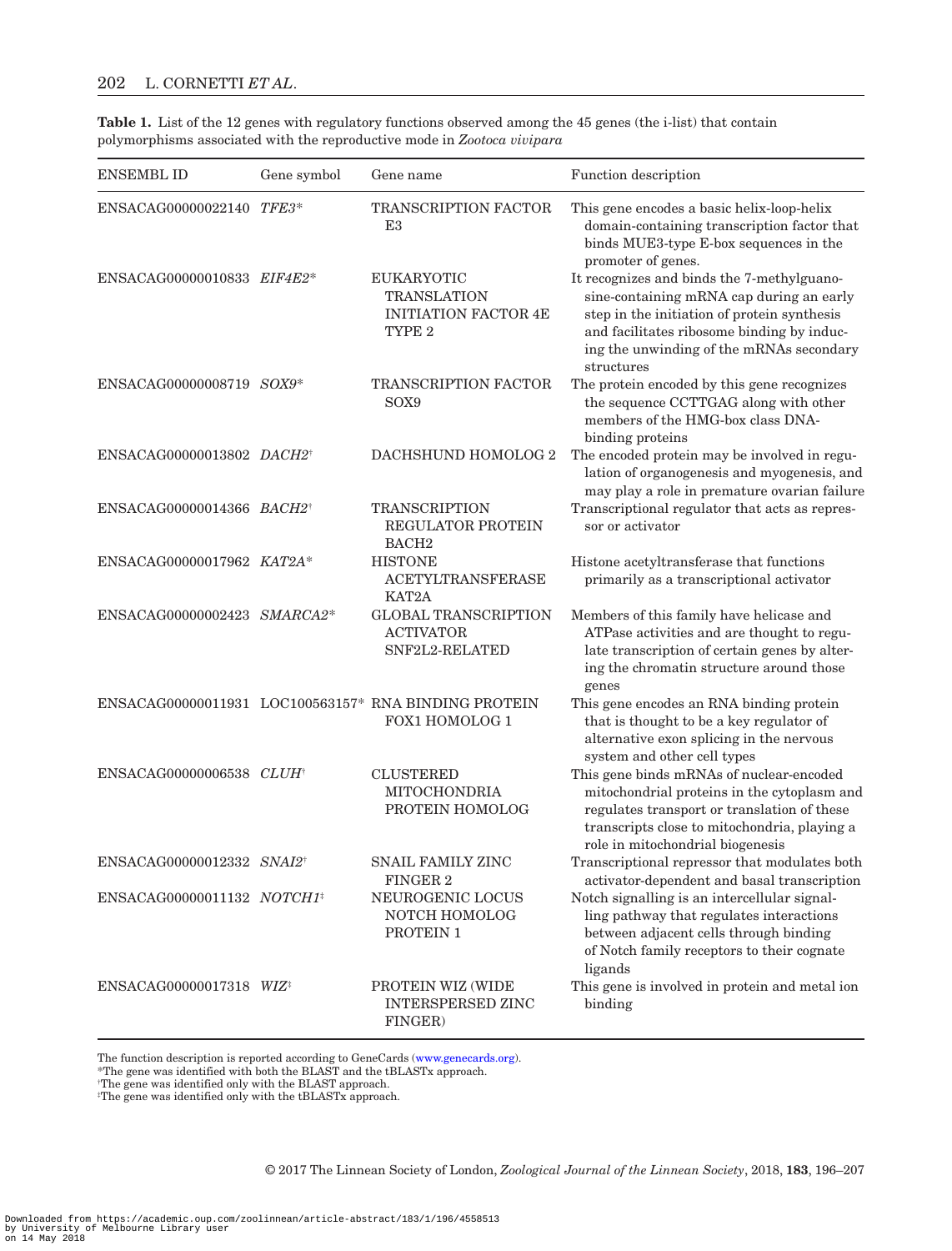**Table 1.** List of the 12 genes with regulatory functions observed among the 45 genes (the i-list) that contain polymorphisms associated with the reproductive mode in *Zootoca vivipara*

| ENSEMBL ID | Gene symbol | Gene name | Function description |
|---|---|---|---|
| ENSACAG00000022140 | *TFE3*\* | TRANSCRIPTION FACTOR E3 | This gene encodes a basic helix-loop-helix domain-containing transcription factor that binds MUE3-type E-box sequences in the promoter of genes. |
| ENSACAG00000010833 | *EIF4E2*\* | EUKARYOTIC TRANSLATION INITIATION FACTOR 4E TYPE 2 | It recognizes and binds the 7-methylguanosine-containing mRNA cap during an early step in the initiation of protein synthesis and facilitates ribosome binding by inducing the unwinding of the mRNAs secondary structures |
| ENSACAG00000008719 | *SOX9*\* | TRANSCRIPTION FACTOR SOX9 | The protein encoded by this gene recognizes the sequence CCTTGAG along with other members of the HMG-box class DNA-binding proteins |
| ENSACAG00000013802 | *DACH2*† | DACHSHUND HOMOLOG 2 | The encoded protein may be involved in regulation of organogenesis and myogenesis, and may play a role in premature ovarian failure |
| ENSACAG00000014366 | *BACH2*† | TRANSCRIPTION REGULATOR PROTEIN BACH2 | Transcriptional regulator that acts as repressor or activator |
| ENSACAG00000017962 | *KAT2A*\* | HISTONE ACETYLTRANSFERASE KAT2A | Histone acetyltransferase that functions primarily as a transcriptional activator |
| ENSACAG00000002423 | *SMARCA2*\* | GLOBAL TRANSCRIPTION ACTIVATOR SNF2L2-RELATED | Members of this family have helicase and ATPase activities and are thought to regulate transcription of certain genes by altering the chromatin structure around those genes |
| ENSACAG00000011931 | LOC100563157\* | RNA BINDING PROTEIN FOX1 HOMOLOG 1 | This gene encodes an RNA binding protein that is thought to be a key regulator of alternative exon splicing in the nervous system and other cell types |
| ENSACAG00000006538 | *CLUH*† | CLUSTERED MITOCHONDRIA PROTEIN HOMOLOG | This gene binds mRNAs of nuclear-encoded mitochondrial proteins in the cytoplasm and regulates transport or translation of these transcripts close to mitochondria, playing a role in mitochondrial biogenesis |
| ENSACAG00000012332 | *SNAI2*† | SNAIL FAMILY ZINC FINGER 2 | Transcriptional repressor that modulates both activator-dependent and basal transcription |
| ENSACAG00000011132 | *NOTCH1*‡ | NEUROGENIC LOCUS NOTCH HOMOLOG PROTEIN 1 | Notch signalling is an intercellular signalling pathway that regulates interactions between adjacent cells through binding of Notch family receptors to their cognate ligands |
| ENSACAG00000017318 | *WIZ*‡ | PROTEIN WIZ (WIDE INTERSPERSED ZINC FINGER) | This gene is involved in protein and metal ion binding |

The function description is reported according to GeneCards (www.genecards.org).

\*The gene was identified with both the BLAST and the tBLASTx approach.

†The gene was identified only with the BLAST approach.

‡The gene was identified only with the tBLASTx approach.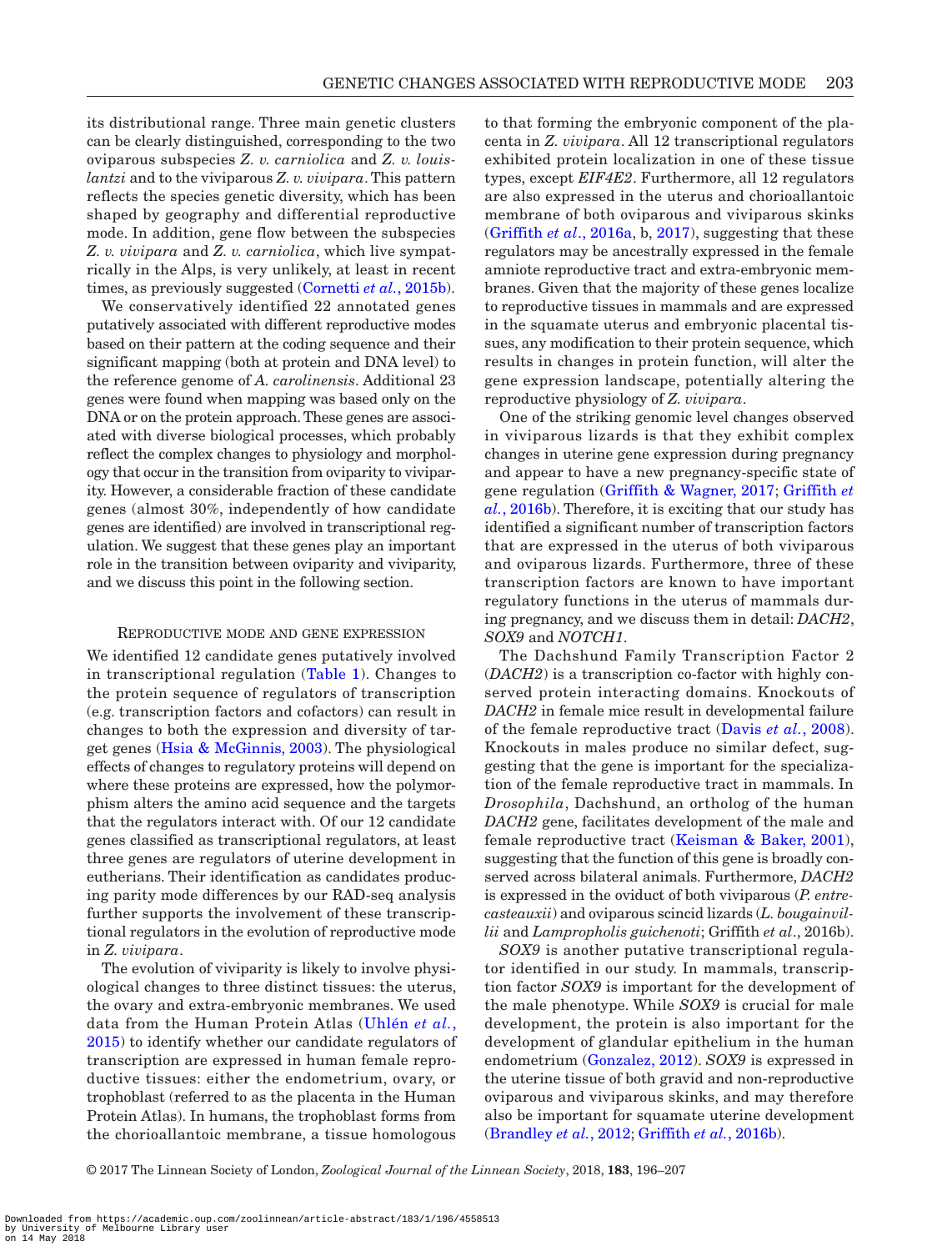its distributional range. Three main genetic clusters can be clearly distinguished, corresponding to the two oviparous subspecies *Z. v. carniolica* and *Z. v. louislantzi* and to the viviparous *Z. v. vivipara*. This pattern reflects the species genetic diversity, which has been shaped by geography and differential reproductive mode. In addition, gene flow between the subspecies *Z. v. vivipara* and *Z. v. carniolica*, which live sympatrically in the Alps, is very unlikely, at least in recent times, as previously suggested (Cornetti *et al.*, 2015b).

We conservatively identified 22 annotated genes putatively associated with different reproductive modes based on their pattern at the coding sequence and their significant mapping (both at protein and DNA level) to the reference genome of *A. carolinensis*. Additional 23 genes were found when mapping was based only on the DNA or on the protein approach. These genes are associated with diverse biological processes, which probably reflect the complex changes to physiology and morphology that occur in the transition from oviparity to viviparity. However, a considerable fraction of these candidate genes (almost 30%, independently of how candidate genes are identified) are involved in transcriptional regulation. We suggest that these genes play an important role in the transition between oviparity and viviparity, and we discuss this point in the following section.

### Reproductive mode and gene expression

We identified 12 candidate genes putatively involved in transcriptional regulation (Table 1). Changes to the protein sequence of regulators of transcription (e.g. transcription factors and cofactors) can result in changes to both the expression and diversity of target genes (Hsia & McGinnis, 2003). The physiological effects of changes to regulatory proteins will depend on where these proteins are expressed, how the polymorphism alters the amino acid sequence and the targets that the regulators interact with. Of our 12 candidate genes classified as transcriptional regulators, at least three genes are regulators of uterine development in eutherians. Their identification as candidates producing parity mode differences by our RAD-seq analysis further supports the involvement of these transcriptional regulators in the evolution of reproductive mode in *Z. vivipara*.

The evolution of viviparity is likely to involve physiological changes to three distinct tissues: the uterus, the ovary and extra-embryonic membranes. We used data from the Human Protein Atlas (Uhlén *et al.*, 2015) to identify whether our candidate regulators of transcription are expressed in human female reproductive tissues: either the endometrium, ovary, or trophoblast (referred to as the placenta in the Human Protein Atlas). In humans, the trophoblast forms from the chorioallantoic membrane, a tissue homologous to that forming the embryonic component of the placenta in *Z. vivipara*. All 12 transcriptional regulators exhibited protein localization in one of these tissue types, except *EIF4E2*. Furthermore, all 12 regulators are also expressed in the uterus and chorioallantoic membrane of both oviparous and viviparous skinks (Griffith *et al*., 2016a, b, 2017), suggesting that these regulators may be ancestrally expressed in the female amniote reproductive tract and extra-embryonic membranes. Given that the majority of these genes localize to reproductive tissues in mammals and are expressed in the squamate uterus and embryonic placental tissues, any modification to their protein sequence, which results in changes in protein function, will alter the gene expression landscape, potentially altering the reproductive physiology of *Z. vivipara*.

One of the striking genomic level changes observed in viviparous lizards is that they exhibit complex changes in uterine gene expression during pregnancy and appear to have a new pregnancy-specific state of gene regulation (Griffith & Wagner, 2017; Griffith *et al.*, 2016b). Therefore, it is exciting that our study has identified a significant number of transcription factors that are expressed in the uterus of both viviparous and oviparous lizards. Furthermore, three of these transcription factors are known to have important regulatory functions in the uterus of mammals during pregnancy, and we discuss them in detail: *DACH2*, *SOX9* and *NOTCH1*.

The Dachshund Family Transcription Factor 2 (*DACH2*) is a transcription co-factor with highly conserved protein interacting domains. Knockouts of *DACH2* in female mice result in developmental failure of the female reproductive tract (Davis *et al.*, 2008). Knockouts in males produce no similar defect, suggesting that the gene is important for the specialization of the female reproductive tract in mammals. In *Drosophila*, Dachshund, an ortholog of the human *DACH2* gene, facilitates development of the male and female reproductive tract (Keisman & Baker, 2001), suggesting that the function of this gene is broadly conserved across bilateral animals. Furthermore, *DACH2* is expressed in the oviduct of both viviparous (*P. entrecasteauxii*) and oviparous scincid lizards (*L. bougainvillii* and *Lampropholis guichenoti*; Griffith *et al*., 2016b).

*SOX9* is another putative transcriptional regulator identified in our study. In mammals, transcription factor *SOX9* is important for the development of the male phenotype. While *SOX9* is crucial for male development, the protein is also important for the development of glandular epithelium in the human endometrium (Gonzalez, 2012). *SOX9* is expressed in the uterine tissue of both gravid and non-reproductive oviparous and viviparous skinks, and may therefore also be important for squamate uterine development (Brandley *et al.*, 2012; Griffith *et al.*, 2016b).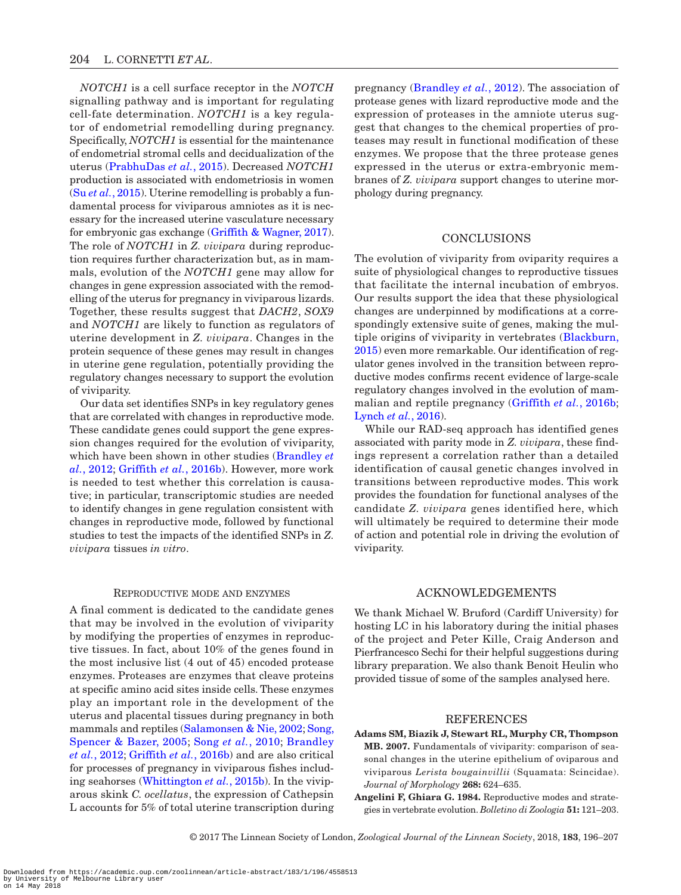*NOTCH1* is a cell surface receptor in the *NOTCH* signalling pathway and is important for regulating cell-fate determination. *NOTCH1* is a key regulator of endometrial remodelling during pregnancy. Specifically, *NOTCH1* is essential for the maintenance of endometrial stromal cells and decidualization of the uterus (PrabhuDas *et al.*, 2015). Decreased *NOTCH1* production is associated with endometriosis in women (Su *et al.*, 2015). Uterine remodelling is probably a fundamental process for viviparous amniotes as it is necessary for the increased uterine vasculature necessary for embryonic gas exchange (Griffith & Wagner, 2017). The role of *NOTCH1* in *Z. vivipara* during reproduction requires further characterization but, as in mammals, evolution of the *NOTCH1* gene may allow for changes in gene expression associated with the remodelling of the uterus for pregnancy in viviparous lizards. Together, these results suggest that *DACH2*, *SOX9* and *NOTCH1* are likely to function as regulators of uterine development in *Z. vivipara*. Changes in the protein sequence of these genes may result in changes in uterine gene regulation, potentially providing the regulatory changes necessary to support the evolution of viviparity.

Our data set identifies SNPs in key regulatory genes that are correlated with changes in reproductive mode. These candidate genes could support the gene expression changes required for the evolution of viviparity, which have been shown in other studies (Brandley *et al.*, 2012; Griffith *et al.*, 2016b). However, more work is needed to test whether this correlation is causative; in particular, transcriptomic studies are needed to identify changes in gene regulation consistent with changes in reproductive mode, followed by functional studies to test the impacts of the identified SNPs in *Z. vivipara* tissues *in vitro*.

### Reproductive mode and enzymes

A final comment is dedicated to the candidate genes that may be involved in the evolution of viviparity by modifying the properties of enzymes in reproductive tissues. In fact, about 10% of the genes found in the most inclusive list (4 out of 45) encoded protease enzymes. Proteases are enzymes that cleave proteins at specific amino acid sites inside cells. These enzymes play an important role in the development of the uterus and placental tissues during pregnancy in both mammals and reptiles (Salamonsen & Nie, 2002; Song, Spencer & Bazer, 2005; Song *et al.*, 2010; Brandley *et al.*, 2012; Griffith *et al.*, 2016b) and are also critical for processes of pregnancy in viviparous fishes including seahorses (Whittington *et al.*, 2015b). In the viviparous skink *C. ocellatus*, the expression of Cathepsin L accounts for 5% of total uterine transcription during pregnancy (Brandley *et al.*, 2012). The association of protease genes with lizard reproductive mode and the expression of proteases in the amniote uterus suggest that changes to the chemical properties of proteases may result in functional modification of these enzymes. We propose that the three protease genes expressed in the uterus or extra-embryonic membranes of *Z. vivipara* support changes to uterine morphology during pregnancy.

## CONCLUSIONS

The evolution of viviparity from oviparity requires a suite of physiological changes to reproductive tissues that facilitate the internal incubation of embryos. Our results support the idea that these physiological changes are underpinned by modifications at a correspondingly extensive suite of genes, making the multiple origins of viviparity in vertebrates (Blackburn, 2015) even more remarkable. Our identification of regulator genes involved in the transition between reproductive modes confirms recent evidence of large-scale regulatory changes involved in the evolution of mammalian and reptile pregnancy (Griffith *et al.*, 2016b; Lynch *et al.*, 2016).

While our RAD-seq approach has identified genes associated with parity mode in *Z. vivipara*, these findings represent a correlation rather than a detailed identification of causal genetic changes involved in transitions between reproductive modes. This work provides the foundation for functional analyses of the candidate *Z. vivipara* genes identified here, which will ultimately be required to determine their mode of action and potential role in driving the evolution of viviparity.

## ACKNOWLEDGEMENTS

We thank Michael W. Bruford (Cardiff University) for hosting LC in his laboratory during the initial phases of the project and Peter Kille, Craig Anderson and Pierfrancesco Sechi for their helpful suggestions during library preparation. We also thank Benoit Heulin who provided tissue of some of the samples analysed here.

## REFERENCES

**Adams SM, Biazik J, Stewart RL, Murphy CR, Thompson MB. 2007.** Fundamentals of viviparity: comparison of seasonal changes in the uterine epithelium of oviparous and viviparous *Lerista bougainvillii* (Squamata: Scincidae). *Journal of Morphology* **268:** 624–635.

**Angelini F, Ghiara G. 1984.** Reproductive modes and strategies in vertebrate evolution. *Bolletino di Zoologia* **51:** 121–203.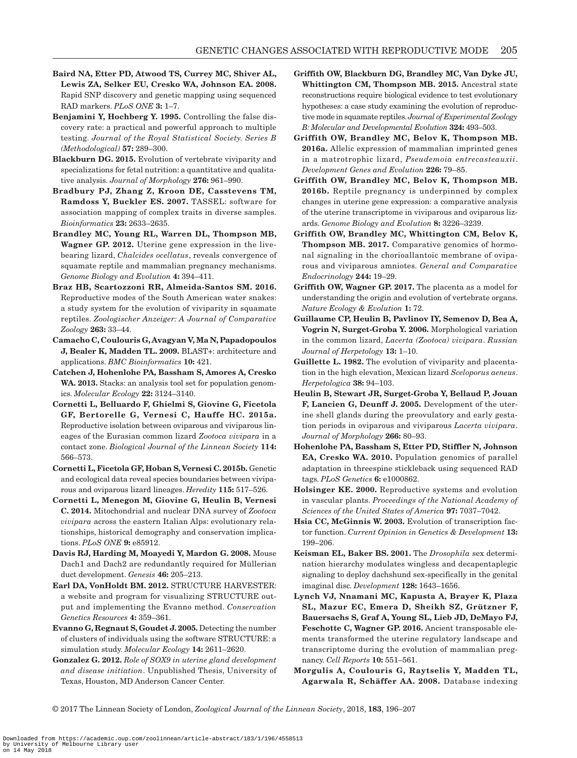**Baird NA, Etter PD, Atwood TS, Currey MC, Shiver AL, Lewis ZA, Selker EU, Cresko WA, Johnson EA. 2008.** Rapid SNP discovery and genetic mapping using sequenced RAD markers. *PLoS ONE* **3:** 1–7.

**Benjamini Y, Hochberg Y. 1995.** Controlling the false discovery rate: a practical and powerful approach to multiple testing. *Journal of the Royal Statistical Society. Series B (Methodological)* **57:** 289–300.

**Blackburn DG. 2015.** Evolution of vertebrate viviparity and specializations for fetal nutrition: a quantitative and qualitative analysis. *Journal of Morphology* **276:** 961–990.

**Bradbury PJ, Zhang Z, Kroon DE, Casstevens TM, Ramdoss Y, Buckler ES. 2007.** TASSEL: software for association mapping of complex traits in diverse samples. *Bioinformatics* **23:** 2633–2635.

**Brandley MC, Young RL, Warren DL, Thompson MB, Wagner GP. 2012.** Uterine gene expression in the live-bearing lizard, *Chalcides ocellatus*, reveals convergence of squamate reptile and mammalian pregnancy mechanisms. *Genome Biology and Evolution* **4:** 394–411.

**Braz HB, Scartozzoni RR, Almeida-Santos SM. 2016.** Reproductive modes of the South American water snakes: a study system for the evolution of viviparity in squamate reptiles. *Zoologischer Anzeiger: A Journal of Comparative Zoology* **263:** 33–44.

**Camacho C, Coulouris G, Avagyan V, Ma N, Papadopoulos J, Bealer K, Madden TL. 2009.** BLAST+: architecture and applications. *BMC Bioinformatics* **10:** 421.

**Catchen J, Hohenlohe PA, Bassham S, Amores A, Cresko WA. 2013.** Stacks: an analysis tool set for population genomics. *Molecular Ecology* **22:** 3124–3140.

**Cornetti L, Belluardo F, Ghielmi S, Giovine G, Ficetola GF, Bertorelle G, Vernesi C, Hauffe HC. 2015a.** Reproductive isolation between oviparous and viviparous lineages of the Eurasian common lizard *Zootoca vivipara* in a contact zone. *Biological Journal of the Linnean Society* **114:** 566–573.

**Cornetti L, Ficetola GF, Hoban S, Vernesi C. 2015b.** Genetic and ecological data reveal species boundaries between viviparous and oviparous lizard lineages. *Heredity* **115:** 517–526.

**Cornetti L, Menegon M, Giovine G, Heulin B, Vernesi C. 2014.** Mitochondrial and nuclear DNA survey of *Zootoca vivipara* across the eastern Italian Alps: evolutionary relationships, historical demography and conservation implications. *PLoS ONE* **9:** e85912.

**Davis RJ, Harding M, Moayedi Y, Mardon G. 2008.** Mouse Dach1 and Dach2 are redundantly required for Müllerian duct development. *Genesis* **46:** 205–213.

**Earl DA, VonHoldt BM. 2012.** STRUCTURE HARVESTER: a website and program for visualizing STRUCTURE output and implementing the Evanno method. *Conservation Genetics Resources* **4:** 359–361.

**Evanno G, Regnaut S, Goudet J. 2005.** Detecting the number of clusters of individuals using the software STRUCTURE: a simulation study. *Molecular Ecology* **14:** 2611–2620.

**Gonzalez G. 2012.** *Role of SOX9 in uterine gland development and disease initiation*. Unpublished Thesis, University of Texas, Houston, MD Anderson Cancer Center.

**Griffith OW, Blackburn DG, Brandley MC, Van Dyke JU, Whittington CM, Thompson MB. 2015.** Ancestral state reconstructions require biological evidence to test evolutionary hypotheses: a case study examining the evolution of reproductive mode in squamate reptiles. *Journal of Experimental Zoology B: Molecular and Developmental Evolution* **324:** 493–503.

**Griffith OW, Brandley MC, Belov K, Thompson MB. 2016a.** Allelic expression of mammalian imprinted genes in a matrotrophic lizard, *Pseudemoia entrecasteauxii*. *Development Genes and Evolution* **226:** 79–85.

**Griffith OW, Brandley MC, Belov K, Thompson MB. 2016b.** Reptile pregnancy is underpinned by complex changes in uterine gene expression: a comparative analysis of the uterine transcriptome in viviparous and oviparous lizards. *Genome Biology and Evolution* **8:** 3226–3239.

**Griffith OW, Brandley MC, Whittington CM, Belov K, Thompson MB. 2017.** Comparative genomics of hormonal signaling in the chorioallantoic membrane of oviparous and viviparous amniotes. *General and Comparative Endocrinology* **244:** 19–29.

**Griffith OW, Wagner GP. 2017.** The placenta as a model for understanding the origin and evolution of vertebrate organs. *Nature Ecology & Evolution* **1:** 72.

**Guillaume CP, Heulin B, Pavlinov IY, Semenov D, Bea A, Vogrin N, Surget-Groba Y. 2006.** Morphological variation in the common lizard, *Lacerta (Zootoca) vivipara*. *Russian Journal of Herpetology* **13:** 1–10.

**Guillette L. 1982.** The evolution of viviparity and placentation in the high elevation, Mexican lizard *Sceloporus aeneus*. *Herpetologica* **38:** 94–103.

**Heulin B, Stewart JR, Surget-Groba Y, Bellaud P, Jouan F, Lancien G, Deunff J. 2005.** Development of the uterine shell glands during the preovulatory and early gestation periods in oviparous and viviparous *Lacerta vivipara*. *Journal of Morphology* **266:** 80–93.

**Hohenlohe PA, Bassham S, Etter PD, Stiffler N, Johnson EA, Cresko WA. 2010.** Population genomics of parallel adaptation in threespine stickleback using sequenced RAD tags. *PLoS Genetics* **6:** e1000862.

**Holsinger KE. 2000.** Reproductive systems and evolution in vascular plants. *Proceedings of the National Academy of Sciences of the United States of America* **97:** 7037–7042.

**Hsia CC, McGinnis W. 2003.** Evolution of transcription factor function. *Current Opinion in Genetics & Development* **13:** 199–206.

**Keisman EL, Baker BS. 2001.** The *Drosophila* sex determination hierarchy modulates wingless and decapentaplegic signaling to deploy dachshund sex-specifically in the genital imaginal disc. *Development* **128:** 1643–1656.

**Lynch VJ, Nnamani MC, Kapusta A, Brayer K, Plaza SL, Mazur EC, Emera D, Sheikh SZ, Grützner F, Bauersachs S, Graf A, Young SL, Lieb JD, DeMayo FJ, Feschotte C, Wagner GP. 2016.** Ancient transposable elements transformed the uterine regulatory landscape and transcriptome during the evolution of mammalian pregnancy. *Cell Reports* **10:** 551–561.

**Morgulis A, Coulouris G, Raytselis Y, Madden TL, Agarwala R, Schäffer AA. 2008.** Database indexing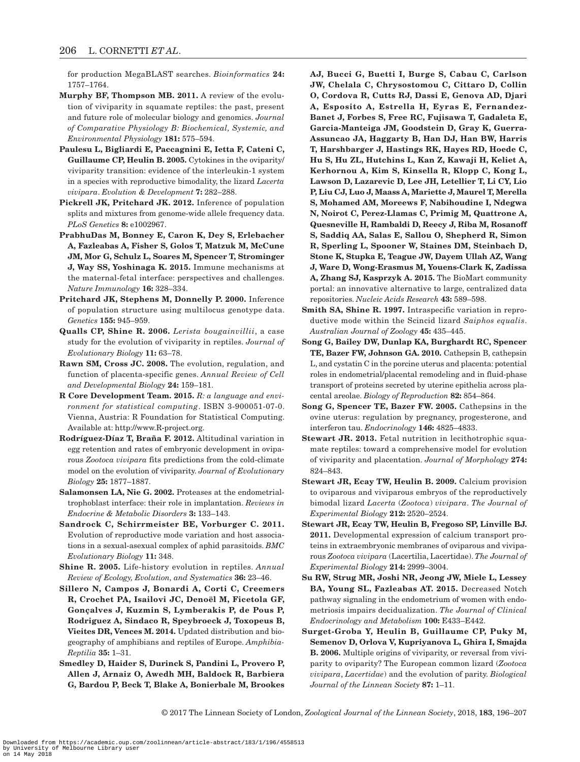for production MegaBLAST searches. *Bioinformatics* **24:** 1757–1764.

**Murphy BF, Thompson MB. 2011.** A review of the evolution of viviparity in squamate reptiles: the past, present and future role of molecular biology and genomics. *Journal of Comparative Physiology B: Biochemical, Systemic, and Environmental Physiology* **181:** 575–594.

**Paulesu L, Bigliardi E, Paccagnini E, Ietta F, Cateni C, Guillaume CP, Heulin B. 2005.** Cytokines in the oviparity/viviparity transition: evidence of the interleukin-1 system in a species with reproductive bimodality, the lizard *Lacerta vivipara*. *Evolution & Development* **7:** 282–288.

**Pickrell JK, Pritchard JK. 2012.** Inference of population splits and mixtures from genome-wide allele frequency data. *PLoS Genetics* **8:** e1002967.

**PrabhuDas M, Bonney E, Caron K, Dey S, Erlebacher A, Fazleabas A, Fisher S, Golos T, Matzuk M, McCune JM, Mor G, Schulz L, Soares M, Spencer T, Strominger J, Way SS, Yoshinaga K. 2015.** Immune mechanisms at the maternal-fetal interface: perspectives and challenges. *Nature Immunology* **16:** 328–334.

**Pritchard JK, Stephens M, Donnelly P. 2000.** Inference of population structure using multilocus genotype data. *Genetics* **155:** 945–959.

**Qualls CP, Shine R. 2006.** *Lerista bougainvillii*, a case study for the evolution of viviparity in reptiles. *Journal of Evolutionary Biology* **11:** 63–78.

**Rawn SM, Cross JC. 2008.** The evolution, regulation, and function of placenta-specific genes. *Annual Review of Cell and Developmental Biology* **24:** 159–181.

**R Core Development Team. 2015.** *R: a language and environment for statistical computing*. ISBN 3-900051-07-0. Vienna, Austria: R Foundation for Statistical Computing. Available at: http://www.R-project.org.

**Rodríguez-Díaz T, Braña F. 2012.** Altitudinal variation in egg retention and rates of embryonic development in oviparous *Zootoca vivipara* fits predictions from the cold-climate model on the evolution of viviparity. *Journal of Evolutionary Biology* **25:** 1877–1887.

**Salamonsen LA, Nie G. 2002.** Proteases at the endometrial-trophoblast interface: their role in implantation. *Reviews in Endocrine & Metabolic Disorders* **3:** 133–143.

**Sandrock C, Schirrmeister BE, Vorburger C. 2011.** Evolution of reproductive mode variation and host associations in a sexual-asexual complex of aphid parasitoids. *BMC Evolutionary Biology* **11:** 348.

**Shine R. 2005.** Life-history evolution in reptiles. *Annual Review of Ecology, Evolution, and Systematics* **36:** 23–46.

**Sillero N, Campos J, Bonardi A, Corti C, Creemers R, Crochet PA, Isailovi JC, Denoël M, Ficetola GF, Gonçalves J, Kuzmin S, Lymberakis P, de Pous P, Rodriguez A, Sindaco R, Speybroeck J, Toxopeus B, Vieites DR, Vences M. 2014.** Updated distribution and biogeography of amphibians and reptiles of Europe. *Amphibia-Reptilia* **35:** 1–31.

**Smedley D, Haider S, Durinck S, Pandini L, Provero P, Allen J, Arnaiz O, Awedh MH, Baldock R, Barbiera G, Bardou P, Beck T, Blake A, Bonierbale M, Brookes AJ, Bucci G, Buetti I, Burge S, Cabau C, Carlson JW, Chelala C, Chrysostomou C, Cittaro D, Collin O, Cordova R, Cutts RJ, Dassi E, Genova AD, Djari A, Esposito A, Estrella H, Eyras E, Fernandez-Banet J, Forbes S, Free RC, Fujisawa T, Gadaleta E, Garcia-Manteiga JM, Goodstein D, Gray K, Guerra-Assuncao JA, Haggarty B, Han DJ, Han BW, Harris T, Harshbarger J, Hastings RK, Hayes RD, Hoede C, Hu S, Hu ZL, Hutchins L, Kan Z, Kawaji H, Keliet A, Kerhornou A, Kim S, Kinsella R, Klopp C, Kong L, Lawson D, Lazarevic D, Lee JH, Letellier T, Li CY, Lio P, Liu CJ, Luo J, Maass A, Mariette J, Maurel T, Merella S, Mohamed AM, Moreews F, Nabihoudine I, Ndegwa N, Noirot C, Perez-Llamas C, Primig M, Quattrone A, Quesneville H, Rambaldi D, Reecy J, Riba M, Rosanoff S, Saddiq AA, Salas E, Sallou O, Shepherd R, Simon R, Sperling L, Spooner W, Staines DM, Steinbach D, Stone K, Stupka E, Teague JW, Dayem Ullah AZ, Wang J, Ware D, Wong-Erasmus M, Youens-Clark K, Zadissa A, Zhang SJ, Kasprzyk A. 2015.** The BioMart community portal: an innovative alternative to large, centralized data repositories. *Nucleic Acids Research* **43:** 589–598.

**Smith SA, Shine R. 1997.** Intraspecific variation in reproductive mode within the Scincid lizard *Saiphos equalis*. *Australian Journal of Zoology* **45:** 435–445.

**Song G, Bailey DW, Dunlap KA, Burghardt RC, Spencer TE, Bazer FW, Johnson GA. 2010.** Cathepsin B, cathepsin L, and cystatin C in the porcine uterus and placenta: potential roles in endometrial/placental remodeling and in fluid-phase transport of proteins secreted by uterine epithelia across placental areolae. *Biology of Reproduction* **82:** 854–864.

**Song G, Spencer TE, Bazer FW. 2005.** Cathepsins in the ovine uterus: regulation by pregnancy, progesterone, and interferon tau. *Endocrinology* **146:** 4825–4833.

**Stewart JR. 2013.** Fetal nutrition in lecithotrophic squamate reptiles: toward a comprehensive model for evolution of viviparity and placentation. *Journal of Morphology* **274:** 824–843.

**Stewart JR, Ecay TW, Heulin B. 2009.** Calcium provision to oviparous and viviparous embryos of the reproductively bimodal lizard *Lacerta* (*Zootoca*) *vivipara*. *The Journal of Experimental Biology* **212:** 2520–2524.

**Stewart JR, Ecay TW, Heulin B, Fregoso SP, Linville BJ. 2011.** Developmental expression of calcium transport proteins in extraembryonic membranes of oviparous and viviparous *Zootoca vivipara* (Lacertilia, Lacertidae). *The Journal of Experimental Biology* **214:** 2999–3004.

**Su RW, Strug MR, Joshi NR, Jeong JW, Miele L, Lessey BA, Young SL, Fazleabas AT. 2015.** Decreased Notch pathway signaling in the endometrium of women with endometriosis impairs decidualization. *The Journal of Clinical Endocrinology and Metabolism* **100:** E433–E442.

**Surget-Groba Y, Heulin B, Guillaume CP, Puky M, Semenov D, Orlova V, Kupriyanova L, Ghira I, Smajda B. 2006.** Multiple origins of viviparity, or reversal from viviparity to oviparity? The European common lizard (*Zootoca vivipara*, *Lacertidae*) and the evolution of parity. *Biological Journal of the Linnean Society* **87:** 1–11.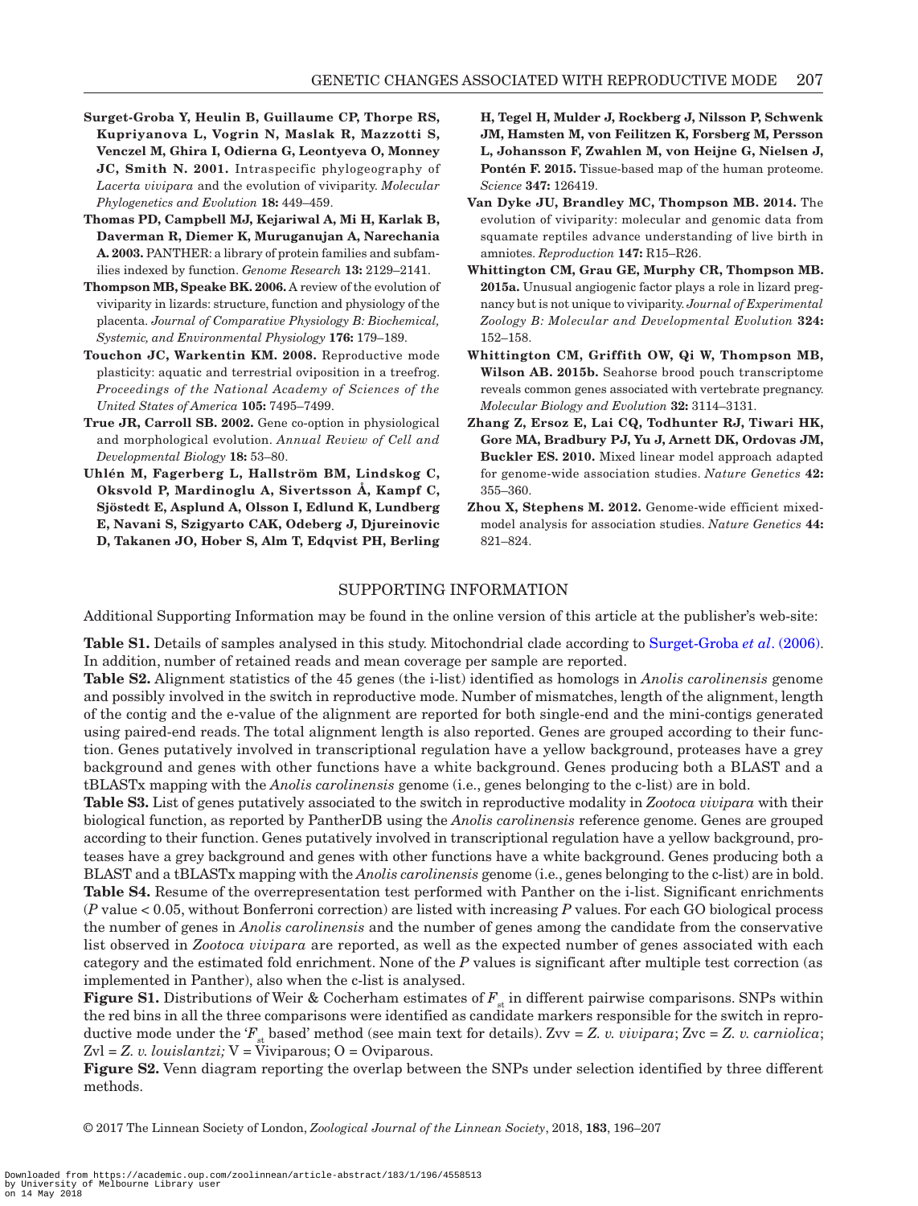**Surget-Groba Y, Heulin B, Guillaume CP, Thorpe RS, Kupriyanova L, Vogrin N, Maslak R, Mazzotti S, Venczel M, Ghira I, Odierna G, Leontyeva O, Monney JC, Smith N. 2001.** Intraspecific phylogeography of *Lacerta vivipara* and the evolution of viviparity. *Molecular Phylogenetics and Evolution* **18:** 449–459.

**Thomas PD, Campbell MJ, Kejariwal A, Mi H, Karlak B, Daverman R, Diemer K, Muruganujan A, Narechania A. 2003.** PANTHER: a library of protein families and subfamilies indexed by function. *Genome Research* **13:** 2129–2141.

**Thompson MB, Speake BK. 2006.** A review of the evolution of viviparity in lizards: structure, function and physiology of the placenta. *Journal of Comparative Physiology B: Biochemical, Systemic, and Environmental Physiology* **176:** 179–189.

**Touchon JC, Warkentin KM. 2008.** Reproductive mode plasticity: aquatic and terrestrial oviposition in a treefrog. *Proceedings of the National Academy of Sciences of the United States of America* **105:** 7495–7499.

**True JR, Carroll SB. 2002.** Gene co-option in physiological and morphological evolution. *Annual Review of Cell and Developmental Biology* **18:** 53–80.

**Uhlén M, Fagerberg L, Hallström BM, Lindskog C, Oksvold P, Mardinoglu A, Sivertsson Å, Kampf C, Sjöstedt E, Asplund A, Olsson I, Edlund K, Lundberg E, Navani S, Szigyarto CAK, Odeberg J, Djureinovic D, Takanen JO, Hober S, Alm T, Edqvist PH, Berling H, Tegel H, Mulder J, Rockberg J, Nilsson P, Schwenk JM, Hamsten M, von Feilitzen K, Forsberg M, Persson L, Johansson F, Zwahlen M, von Heijne G, Nielsen J, Pontén F. 2015.** Tissue-based map of the human proteome. *Science* **347:** 126419.

**Van Dyke JU, Brandley MC, Thompson MB. 2014.** The evolution of viviparity: molecular and genomic data from squamate reptiles advance understanding of live birth in amniotes. *Reproduction* **147:** R15–R26.

**Whittington CM, Grau GE, Murphy CR, Thompson MB. 2015a.** Unusual angiogenic factor plays a role in lizard pregnancy but is not unique to viviparity. *Journal of Experimental Zoology B: Molecular and Developmental Evolution* **324:** 152–158.

**Whittington CM, Griffith OW, Qi W, Thompson MB, Wilson AB. 2015b.** Seahorse brood pouch transcriptome reveals common genes associated with vertebrate pregnancy. *Molecular Biology and Evolution* **32:** 3114–3131.

**Zhang Z, Ersoz E, Lai CQ, Todhunter RJ, Tiwari HK, Gore MA, Bradbury PJ, Yu J, Arnett DK, Ordovas JM, Buckler ES. 2010.** Mixed linear model approach adapted for genome-wide association studies. *Nature Genetics* **42:** 355–360.

**Zhou X, Stephens M. 2012.** Genome-wide efficient mixed-model analysis for association studies. *Nature Genetics* **44:** 821–824.

## SUPPORTING INFORMATION

Additional Supporting Information may be found in the online version of this article at the publisher's web-site:

**Table S1.** Details of samples analysed in this study. Mitochondrial clade according to Surget-Groba *et al*. (2006). In addition, number of retained reads and mean coverage per sample are reported.

**Table S2.** Alignment statistics of the 45 genes (the i-list) identified as homologs in *Anolis carolinensis* genome and possibly involved in the switch in reproductive mode. Number of mismatches, length of the alignment, length of the contig and the e-value of the alignment are reported for both single-end and the mini-contigs generated using paired-end reads. The total alignment length is also reported. Genes are grouped according to their function. Genes putatively involved in transcriptional regulation have a yellow background, proteases have a grey background and genes with other functions have a white background. Genes producing both a BLAST and a tBLASTx mapping with the *Anolis carolinensis* genome (i.e., genes belonging to the c-list) are in bold.

**Table S3.** List of genes putatively associated to the switch in reproductive modality in *Zootoca vivipara* with their biological function, as reported by PantherDB using the *Anolis carolinensis* reference genome. Genes are grouped according to their function. Genes putatively involved in transcriptional regulation have a yellow background, proteases have a grey background and genes with other functions have a white background. Genes producing both a BLAST and a tBLASTx mapping with the *Anolis carolinensis* genome (i.e., genes belonging to the c-list) are in bold.

**Table S4.** Resume of the overrepresentation test performed with Panther on the i-list. Significant enrichments ($P$ value < 0.05, without Bonferroni correction) are listed with increasing $P$ values. For each GO biological process the number of genes in *Anolis carolinensis* and the number of genes among the candidate from the conservative list observed in *Zootoca vivipara* are reported, as well as the expected number of genes associated with each category and the estimated fold enrichment. None of the $P$ values is significant after multiple test correction (as implemented in Panther), also when the c-list is analysed.

**Figure S1.** Distributions of Weir & Cocherham estimates of $F_{st}$ in different pairwise comparisons. SNPs within the red bins in all the three comparisons were identified as candidate markers responsible for the switch in reproductive mode under the '$F_{st}$ based' method (see main text for details). Zvv = *Z. v. vivipara*; Zvc = *Z. v. carniolica*; Zvl = *Z. v. louislantzi;* V = Viviparous; O = Oviparous.

**Figure S2.** Venn diagram reporting the overlap between the SNPs under selection identified by three different methods.